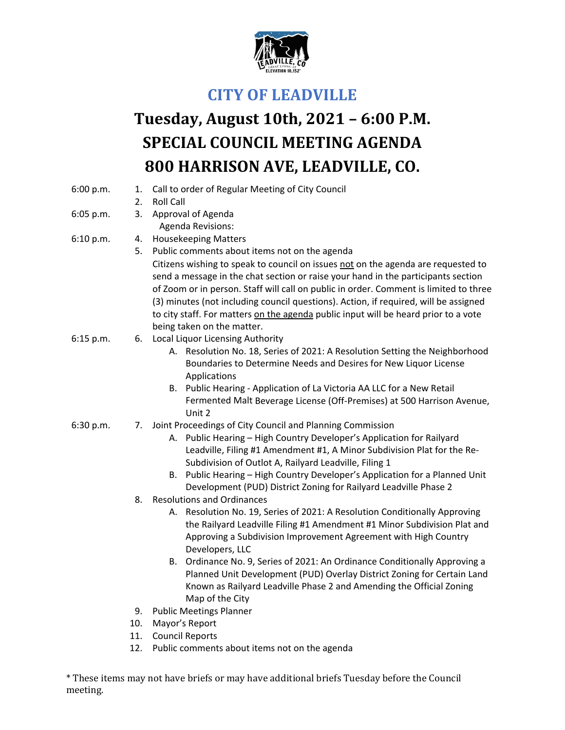## CITY OF LEADVILLE

# Tuesday, August 10th, 2021 – 6:00 P.M.
# SPECIAL COUNCIL MEETING AGENDA
# 800 HARRISON AVE, LEADVILLE, CO.

6:00 p.m.
1. Call to order of Regular Meeting of City Council
2. Roll Call

6:05 p.m.
3. Approval of Agenda
   Agenda Revisions:

6:10 p.m.
4. Housekeeping Matters
5. Public comments about items not on the agenda
   Citizens wishing to speak to council on issues not on the agenda are requested to send a message in the chat section or raise your hand in the participants section of Zoom or in person. Staff will call on public in order. Comment is limited to three (3) minutes (not including council questions). Action, if required, will be assigned to city staff. For matters on the agenda public input will be heard prior to a vote being taken on the matter.

6:15 p.m.
6. Local Liquor Licensing Authority
   A. Resolution No. 18, Series of 2021: A Resolution Setting the Neighborhood Boundaries to Determine Needs and Desires for New Liquor License Applications
   B. Public Hearing - Application of La Victoria AA LLC for a New Retail Fermented Malt Beverage License (Off-Premises) at 500 Harrison Avenue, Unit 2

6:30 p.m.
7. Joint Proceedings of City Council and Planning Commission
   A. Public Hearing – High Country Developer's Application for Railyard Leadville, Filing #1 Amendment #1, A Minor Subdivision Plat for the Re-Subdivision of Outlot A, Railyard Leadville, Filing 1
   B. Public Hearing – High Country Developer's Application for a Planned Unit Development (PUD) District Zoning for Railyard Leadville Phase 2
8. Resolutions and Ordinances
   A. Resolution No. 19, Series of 2021: A Resolution Conditionally Approving the Railyard Leadville Filing #1 Amendment #1 Minor Subdivision Plat and Approving a Subdivision Improvement Agreement with High Country Developers, LLC
   B. Ordinance No. 9, Series of 2021: An Ordinance Conditionally Approving a Planned Unit Development (PUD) Overlay District Zoning for Certain Land Known as Railyard Leadville Phase 2 and Amending the Official Zoning Map of the City
9. Public Meetings Planner
10. Mayor's Report
11. Council Reports
12. Public comments about items not on the agenda

* These items may not have briefs or may have additional briefs Tuesday before the Council meeting.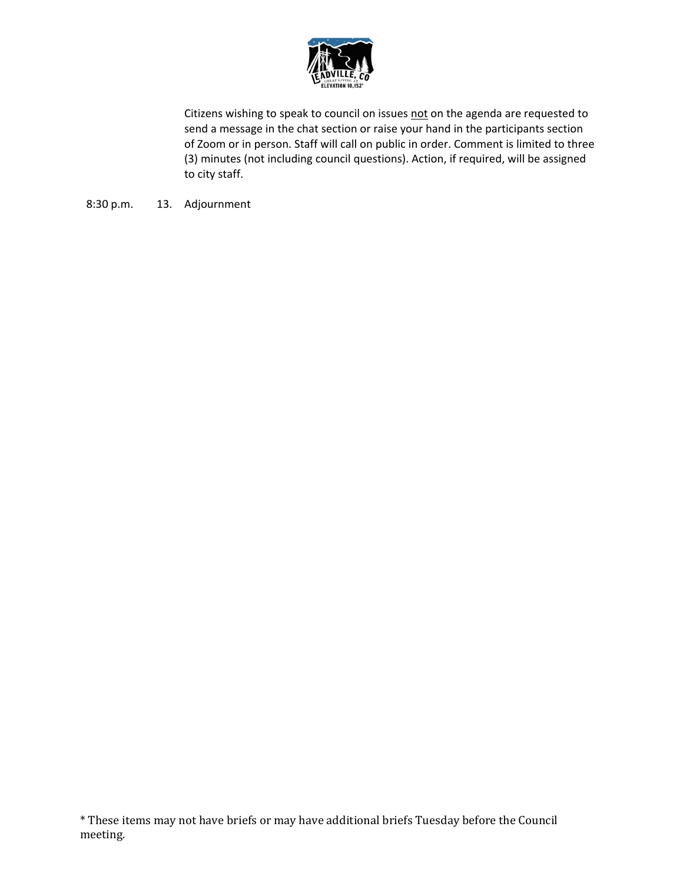Citizens wishing to speak to council on issues <u>not</u> on the agenda are requested to send a message in the chat section or raise your hand in the participants section of Zoom or in person. Staff will call on public in order. Comment is limited to three (3) minutes (not including council questions). Action, if required, will be assigned to city staff.

8:30 p.m. 13. Adjournment

* These items may not have briefs or may have additional briefs Tuesday before the Council meeting.